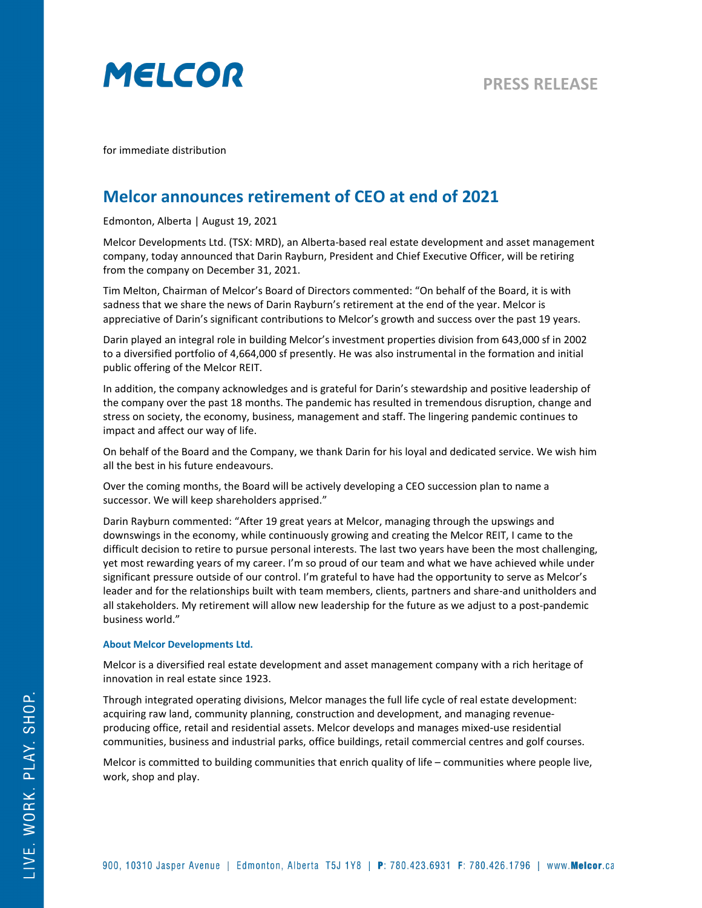MELCOR

PRESS RELEASE

for immediate distribution

# Melcor announces retirement of CEO at end of 2021

Edmonton, Alberta | August 19, 2021

Melcor Developments Ltd. (TSX: MRD), an Alberta-based real estate development and asset management company, today announced that Darin Rayburn, President and Chief Executive Officer, will be retiring from the company on December 31, 2021.

Tim Melton, Chairman of Melcor's Board of Directors commented: "On behalf of the Board, it is with sadness that we share the news of Darin Rayburn's retirement at the end of the year. Melcor is appreciative of Darin's significant contributions to Melcor's growth and success over the past 19 years.

Darin played an integral role in building Melcor's investment properties division from 643,000 sf in 2002 to a diversified portfolio of 4,664,000 sf presently. He was also instrumental in the formation and initial public offering of the Melcor REIT.

In addition, the company acknowledges and is grateful for Darin's stewardship and positive leadership of the company over the past 18 months. The pandemic has resulted in tremendous disruption, change and stress on society, the economy, business, management and staff. The lingering pandemic continues to impact and affect our way of life.

On behalf of the Board and the Company, we thank Darin for his loyal and dedicated service. We wish him all the best in his future endeavours.

Over the coming months, the Board will be actively developing a CEO succession plan to name a successor. We will keep shareholders apprised."

Darin Rayburn commented: "After 19 great years at Melcor, managing through the upswings and downswings in the economy, while continuously growing and creating the Melcor REIT, I came to the difficult decision to retire to pursue personal interests. The last two years have been the most challenging, yet most rewarding years of my career. I'm so proud of our team and what we have achieved while under significant pressure outside of our control. I'm grateful to have had the opportunity to serve as Melcor's leader and for the relationships built with team members, clients, partners and share-and unitholders and all stakeholders. My retirement will allow new leadership for the future as we adjust to a post-pandemic business world."

### About Melcor Developments Ltd.

Melcor is a diversified real estate development and asset management company with a rich heritage of innovation in real estate since 1923.

Through integrated operating divisions, Melcor manages the full life cycle of real estate development: acquiring raw land, community planning, construction and development, and managing revenue-producing office, retail and residential assets. Melcor develops and manages mixed-use residential communities, business and industrial parks, office buildings, retail commercial centres and golf courses.

Melcor is committed to building communities that enrich quality of life – communities where people live, work, shop and play.

LIVE. WORK. PLAY. SHOP.

900, 10310 Jasper Avenue | Edmonton, Alberta T5J 1Y8 | P: 780.423.6931 F: 780.426.1796 | www.Melcor.ca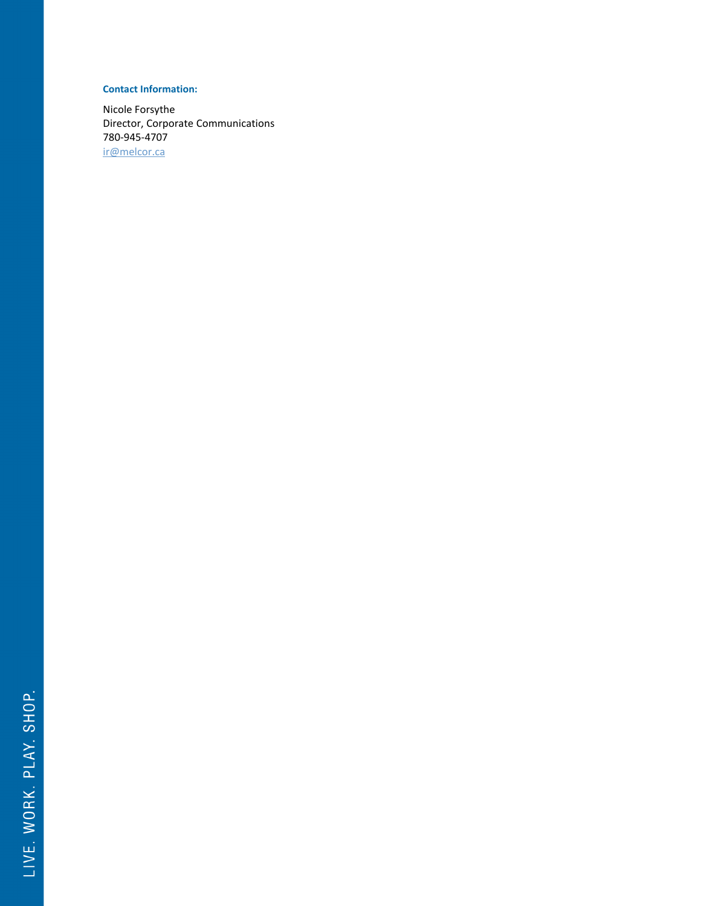**Contact Information:**

Nicole Forsythe
Director, Corporate Communications
780-945-4707
ir@melcor.ca